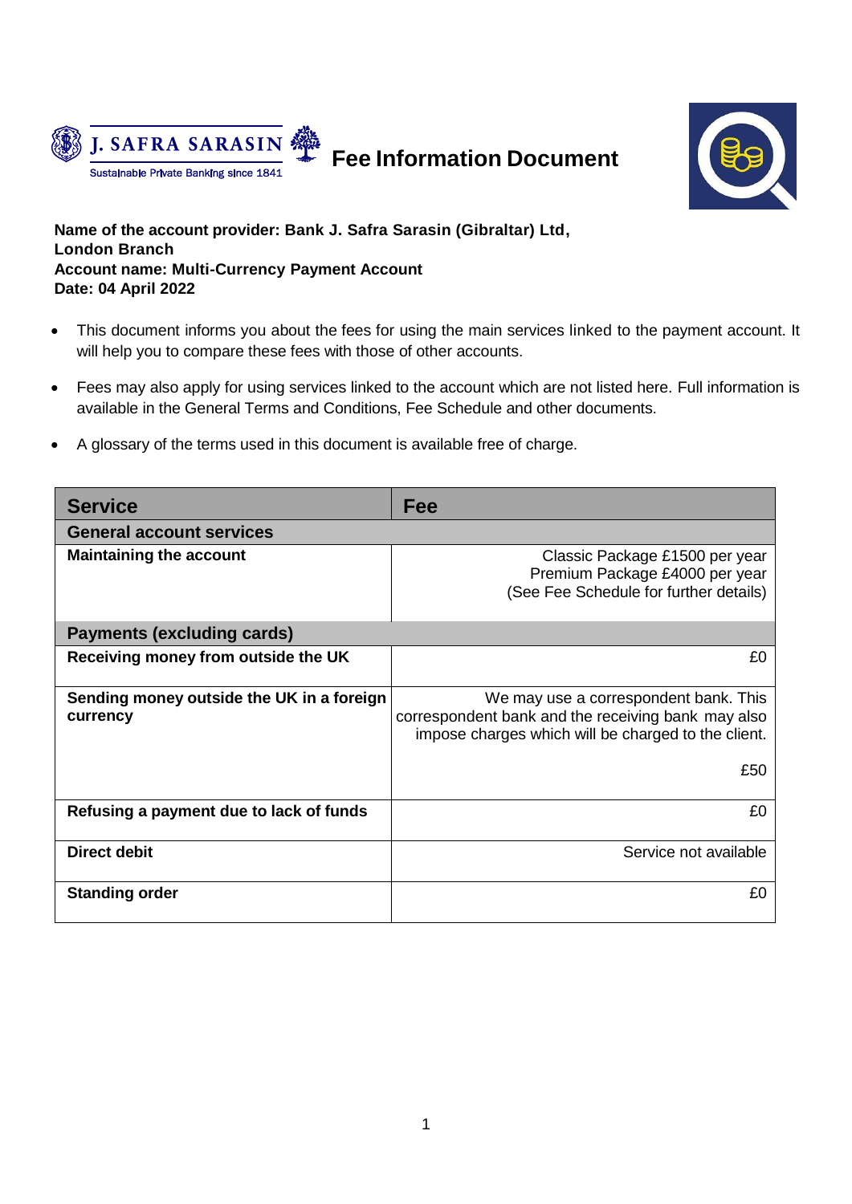J. SAFRA SARASIN
Sustainable Private Banking since 1841

# Fee Information Document

**Name of the account provider: Bank J. Safra Sarasin (Gibraltar) Ltd, London Branch**
**Account name: Multi-Currency Payment Account**
**Date: 04 April 2022**

- This document informs you about the fees for using the main services linked to the payment account. It will help you to compare these fees with those of other accounts.
- Fees may also apply for using services linked to the account which are not listed here. Full information is available in the General Terms and Conditions, Fee Schedule and other documents.
- A glossary of the terms used in this document is available free of charge.

| Service | Fee |
| --- | --- |
| **General account services** | |
| **Maintaining the account** | Classic Package £1500 per year<br>Premium Package £4000 per year<br>(See Fee Schedule for further details) |
| **Payments (excluding cards)** | |
| **Receiving money from outside the UK** | £0 |
| **Sending money outside the UK in a foreign currency** | We may use a correspondent bank. This correspondent bank and the receiving bank may also impose charges which will be charged to the client.<br><br>£50 |
| **Refusing a payment due to lack of funds** | £0 |
| **Direct debit** | Service not available |
| **Standing order** | £0 |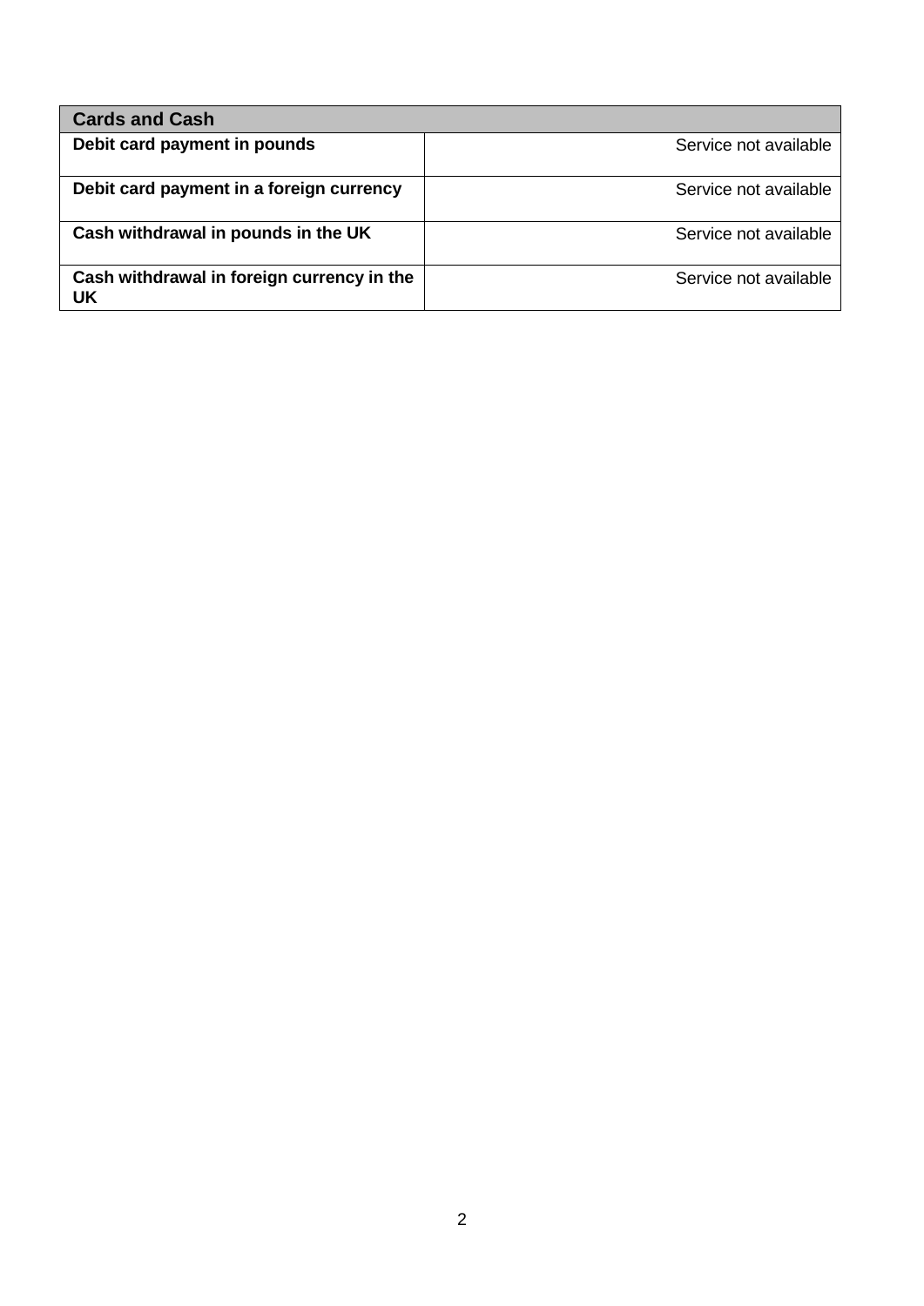| Cards and Cash | |
|---|---|
| **Debit card payment in pounds** | Service not available |
| **Debit card payment in a foreign currency** | Service not available |
| **Cash withdrawal in pounds in the UK** | Service not available |
| **Cash withdrawal in foreign currency in the UK** | Service not available |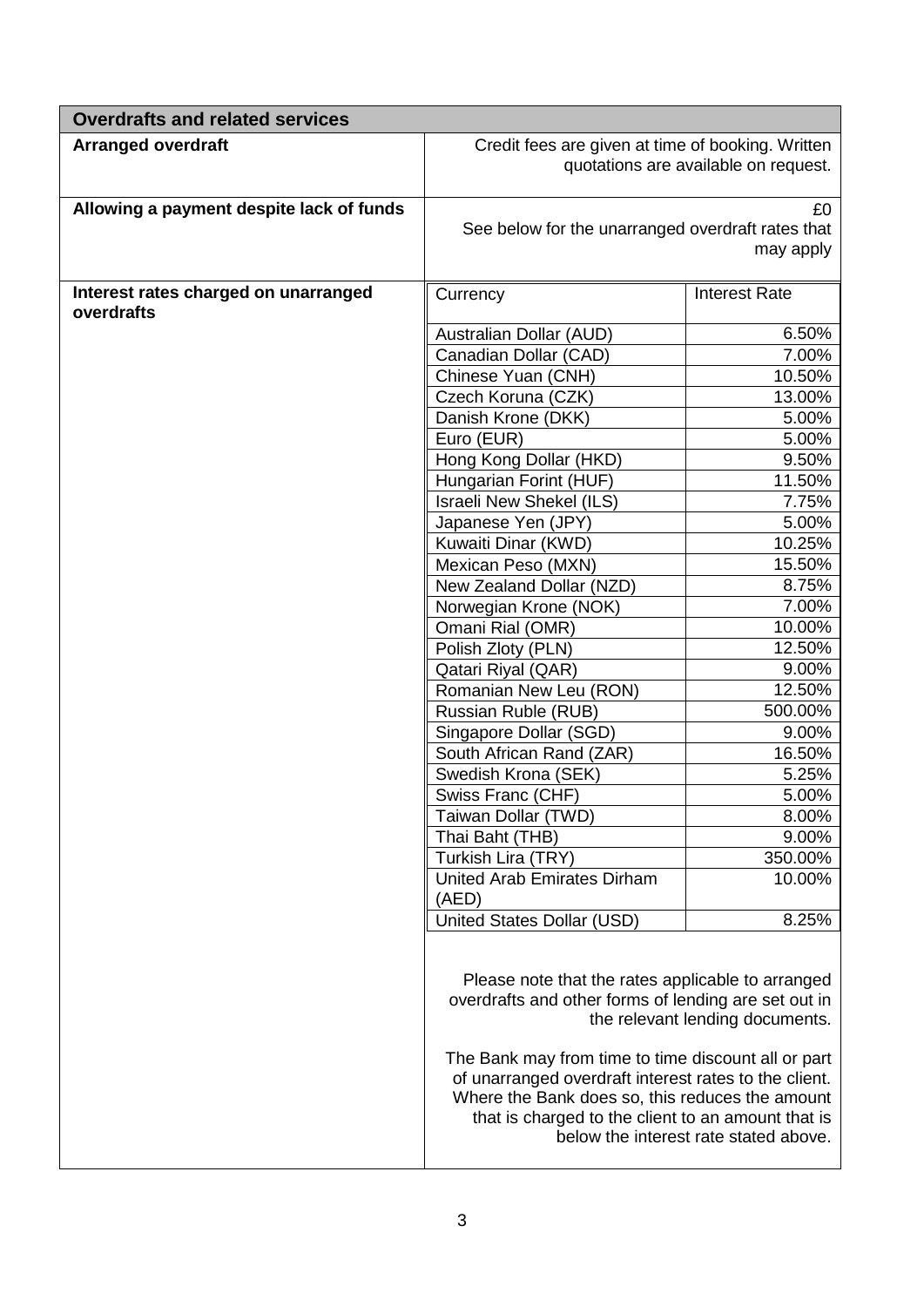## Overdrafts and related services

| | |
|---|---|
| **Arranged overdraft** | Credit fees are given at time of booking. Written quotations are available on request. |
| **Allowing a payment despite lack of funds** | £0<br>See below for the unarranged overdraft rates that may apply |
| **Interest rates charged on unarranged overdrafts** | See table below |

| Currency | Interest Rate |
|---|---|
| Australian Dollar (AUD) | 6.50% |
| Canadian Dollar (CAD) | 7.00% |
| Chinese Yuan (CNH) | 10.50% |
| Czech Koruna (CZK) | 13.00% |
| Danish Krone (DKK) | 5.00% |
| Euro (EUR) | 5.00% |
| Hong Kong Dollar (HKD) | 9.50% |
| Hungarian Forint (HUF) | 11.50% |
| Israeli New Shekel (ILS) | 7.75% |
| Japanese Yen (JPY) | 5.00% |
| Kuwaiti Dinar (KWD) | 10.25% |
| Mexican Peso (MXN) | 15.50% |
| New Zealand Dollar (NZD) | 8.75% |
| Norwegian Krone (NOK) | 7.00% |
| Omani Rial (OMR) | 10.00% |
| Polish Zloty (PLN) | 12.50% |
| Qatari Riyal (QAR) | 9.00% |
| Romanian New Leu (RON) | 12.50% |
| Russian Ruble (RUB) | 500.00% |
| Singapore Dollar (SGD) | 9.00% |
| South African Rand (ZAR) | 16.50% |
| Swedish Krona (SEK) | 5.25% |
| Swiss Franc (CHF) | 5.00% |
| Taiwan Dollar (TWD) | 8.00% |
| Thai Baht (THB) | 9.00% |
| Turkish Lira (TRY) | 350.00% |
| United Arab Emirates Dirham (AED) | 10.00% |
| United States Dollar (USD) | 8.25% |

Please note that the rates applicable to arranged overdrafts and other forms of lending are set out in the relevant lending documents.

The Bank may from time to time discount all or part of unarranged overdraft interest rates to the client. Where the Bank does so, this reduces the amount that is charged to the client to an amount that is below the interest rate stated above.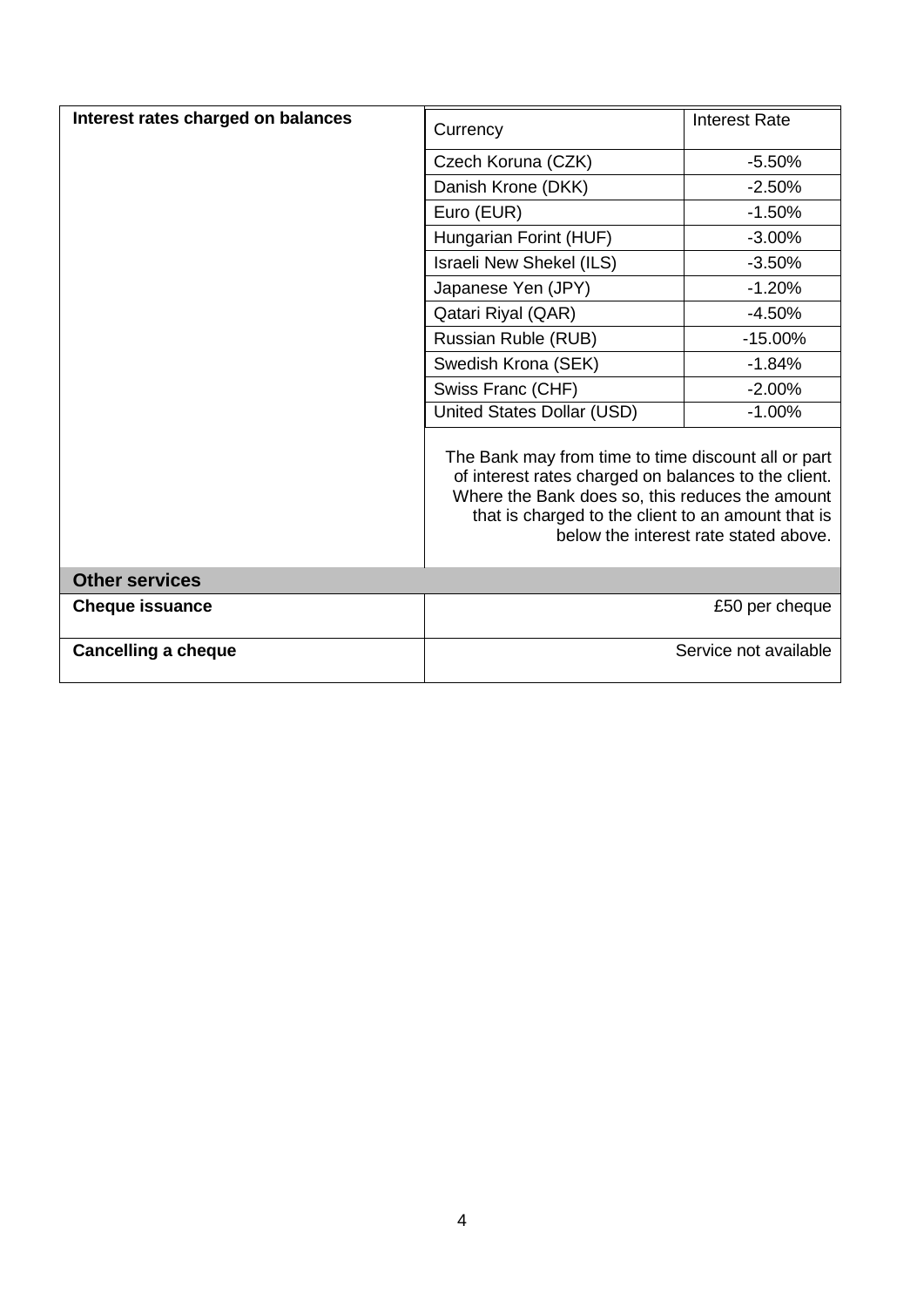| | | |
|---|---|---|
| **Interest rates charged on balances** | Currency | Interest Rate |
| | Czech Koruna (CZK) | -5.50% |
| | Danish Krone (DKK) | -2.50% |
| | Euro (EUR) | -1.50% |
| | Hungarian Forint (HUF) | -3.00% |
| | Israeli New Shekel (ILS) | -3.50% |
| | Japanese Yen (JPY) | -1.20% |
| | Qatari Riyal (QAR) | -4.50% |
| | Russian Ruble (RUB) | -15.00% |
| | Swedish Krona (SEK) | -1.84% |
| | Swiss Franc (CHF) | -2.00% |
| | United States Dollar (USD) | -1.00% |
| | The Bank may from time to time discount all or part of interest rates charged on balances to the client. Where the Bank does so, this reduces the amount that is charged to the client to an amount that is below the interest rate stated above. | |

## Other services

| | |
|---|---|
| **Cheque issuance** | £50 per cheque |
| **Cancelling a cheque** | Service not available |